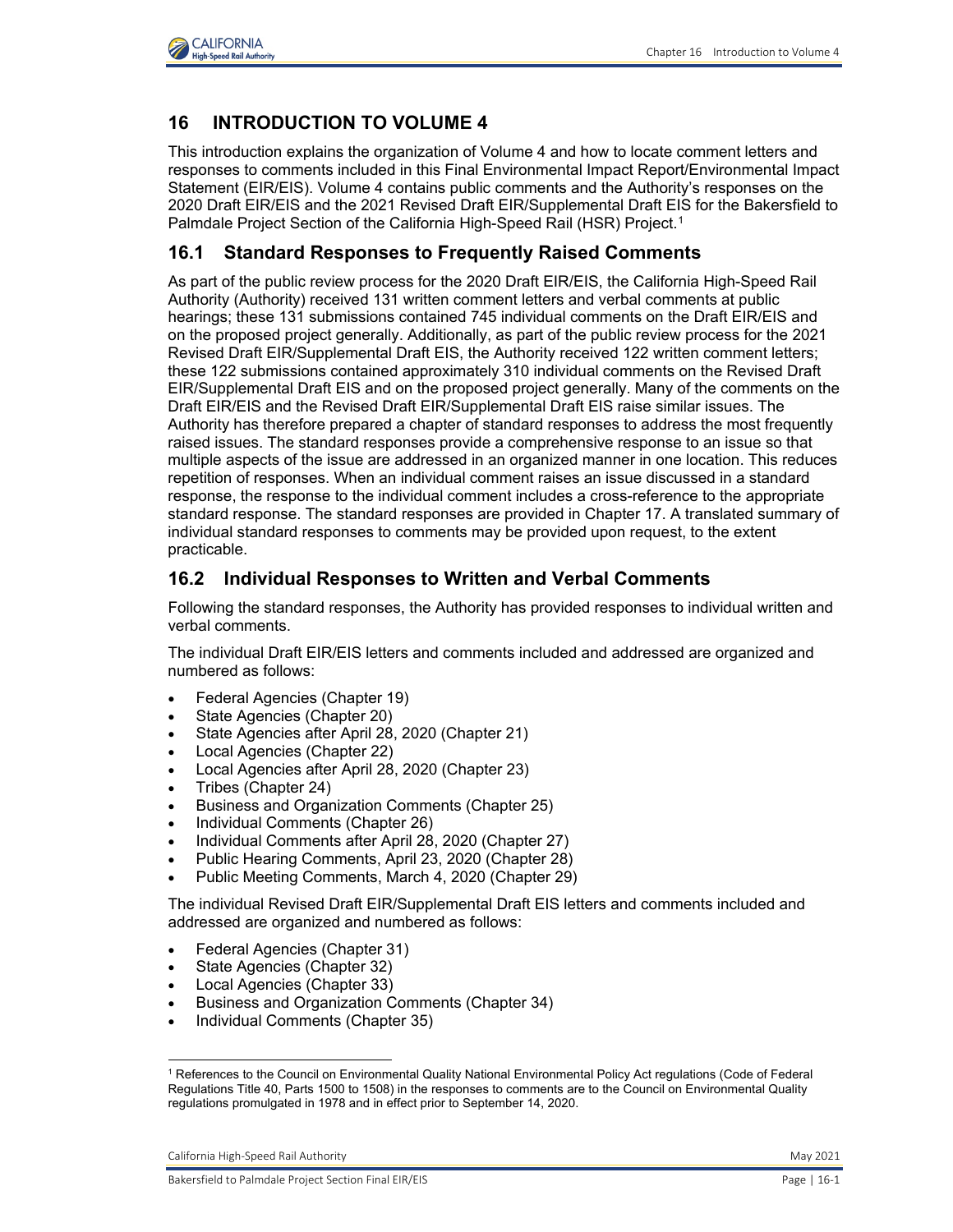# 16 INTRODUCTION TO VOLUME 4

This introduction explains the organization of Volume 4 and how to locate comment letters and responses to comments included in this Final Environmental Impact Report/Environmental Impact Statement (EIR/EIS). Volume 4 contains public comments and the Authority's responses on the 2020 Draft EIR/EIS and the 2021 Revised Draft EIR/Supplemental Draft EIS for the Bakersfield to Palmdale Project Section of the California High-Speed Rail (HSR) Project.[1]

## 16.1 Standard Responses to Frequently Raised Comments

As part of the public review process for the 2020 Draft EIR/EIS, the California High-Speed Rail Authority (Authority) received 131 written comment letters and verbal comments at public hearings; these 131 submissions contained 745 individual comments on the Draft EIR/EIS and on the proposed project generally. Additionally, as part of the public review process for the 2021 Revised Draft EIR/Supplemental Draft EIS, the Authority received 122 written comment letters; these 122 submissions contained approximately 310 individual comments on the Revised Draft EIR/Supplemental Draft EIS and on the proposed project generally. Many of the comments on the Draft EIR/EIS and the Revised Draft EIR/Supplemental Draft EIS raise similar issues. The Authority has therefore prepared a chapter of standard responses to address the most frequently raised issues. The standard responses provide a comprehensive response to an issue so that multiple aspects of the issue are addressed in an organized manner in one location. This reduces repetition of responses. When an individual comment raises an issue discussed in a standard response, the response to the individual comment includes a cross-reference to the appropriate standard response. The standard responses are provided in Chapter 17. A translated summary of individual standard responses to comments may be provided upon request, to the extent practicable.

## 16.2 Individual Responses to Written and Verbal Comments

Following the standard responses, the Authority has provided responses to individual written and verbal comments.

The individual Draft EIR/EIS letters and comments included and addressed are organized and numbered as follows:

- Federal Agencies (Chapter 19)
- State Agencies (Chapter 20)
- State Agencies after April 28, 2020 (Chapter 21)
- Local Agencies (Chapter 22)
- Local Agencies after April 28, 2020 (Chapter 23)
- Tribes (Chapter 24)
- Business and Organization Comments (Chapter 25)
- Individual Comments (Chapter 26)
- Individual Comments after April 28, 2020 (Chapter 27)
- Public Hearing Comments, April 23, 2020 (Chapter 28)
- Public Meeting Comments, March 4, 2020 (Chapter 29)

The individual Revised Draft EIR/Supplemental Draft EIS letters and comments included and addressed are organized and numbered as follows:

- Federal Agencies (Chapter 31)
- State Agencies (Chapter 32)
- Local Agencies (Chapter 33)
- Business and Organization Comments (Chapter 34)
- Individual Comments (Chapter 35)

---

[1] References to the Council on Environmental Quality National Environmental Policy Act regulations (Code of Federal Regulations Title 40, Parts 1500 to 1508) in the responses to comments are to the Council on Environmental Quality regulations promulgated in 1978 and in effect prior to September 14, 2020.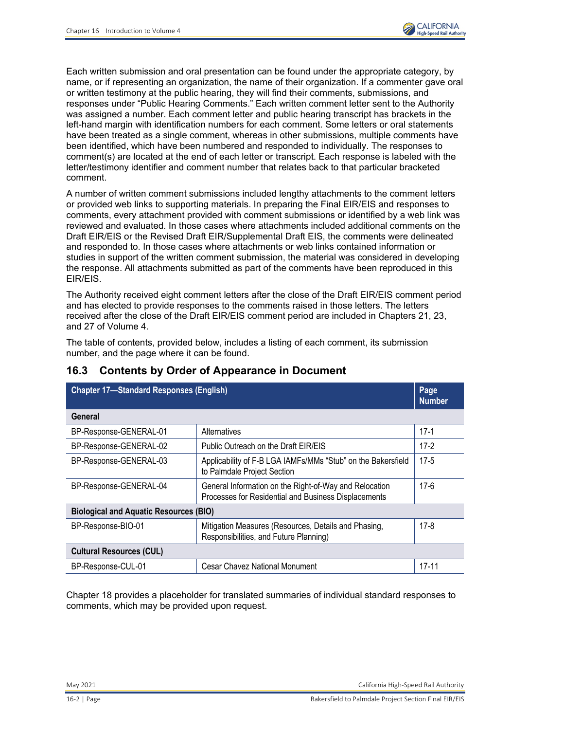Each written submission and oral presentation can be found under the appropriate category, by name, or if representing an organization, the name of their organization. If a commenter gave oral or written testimony at the public hearing, they will find their comments, submissions, and responses under “Public Hearing Comments.” Each written comment letter sent to the Authority was assigned a number. Each comment letter and public hearing transcript has brackets in the left-hand margin with identification numbers for each comment. Some letters or oral statements have been treated as a single comment, whereas in other submissions, multiple comments have been identified, which have been numbered and responded to individually. The responses to comment(s) are located at the end of each letter or transcript. Each response is labeled with the letter/testimony identifier and comment number that relates back to that particular bracketed comment.

A number of written comment submissions included lengthy attachments to the comment letters or provided web links to supporting materials. In preparing the Final EIR/EIS and responses to comments, every attachment provided with comment submissions or identified by a web link was reviewed and evaluated. In those cases where attachments included additional comments on the Draft EIR/EIS or the Revised Draft EIR/Supplemental Draft EIS, the comments were delineated and responded to. In those cases where attachments or web links contained information or studies in support of the written comment submission, the material was considered in developing the response. All attachments submitted as part of the comments have been reproduced in this EIR/EIS.

The Authority received eight comment letters after the close of the Draft EIR/EIS comment period and has elected to provide responses to the comments raised in those letters. The letters received after the close of the Draft EIR/EIS comment period are included in Chapters 21, 23, and 27 of Volume 4.

The table of contents, provided below, includes a listing of each comment, its submission number, and the page where it can be found.

## 16.3 Contents by Order of Appearance in Document

| Chapter 17—Standard Responses (English) | | Page Number |
|---|---|---|
| **General** | | |
| BP-Response-GENERAL-01 | Alternatives | 17-1 |
| BP-Response-GENERAL-02 | Public Outreach on the Draft EIR/EIS | 17-2 |
| BP-Response-GENERAL-03 | Applicability of F-B LGA IAMFs/MMs “Stub” on the Bakersfield to Palmdale Project Section | 17-5 |
| BP-Response-GENERAL-04 | General Information on the Right-of-Way and Relocation Processes for Residential and Business Displacements | 17-6 |
| **Biological and Aquatic Resources (BIO)** | | |
| BP-Response-BIO-01 | Mitigation Measures (Resources, Details and Phasing, Responsibilities, and Future Planning) | 17-8 |
| **Cultural Resources (CUL)** | | |
| BP-Response-CUL-01 | Cesar Chavez National Monument | 17-11 |

Chapter 18 provides a placeholder for translated summaries of individual standard responses to comments, which may be provided upon request.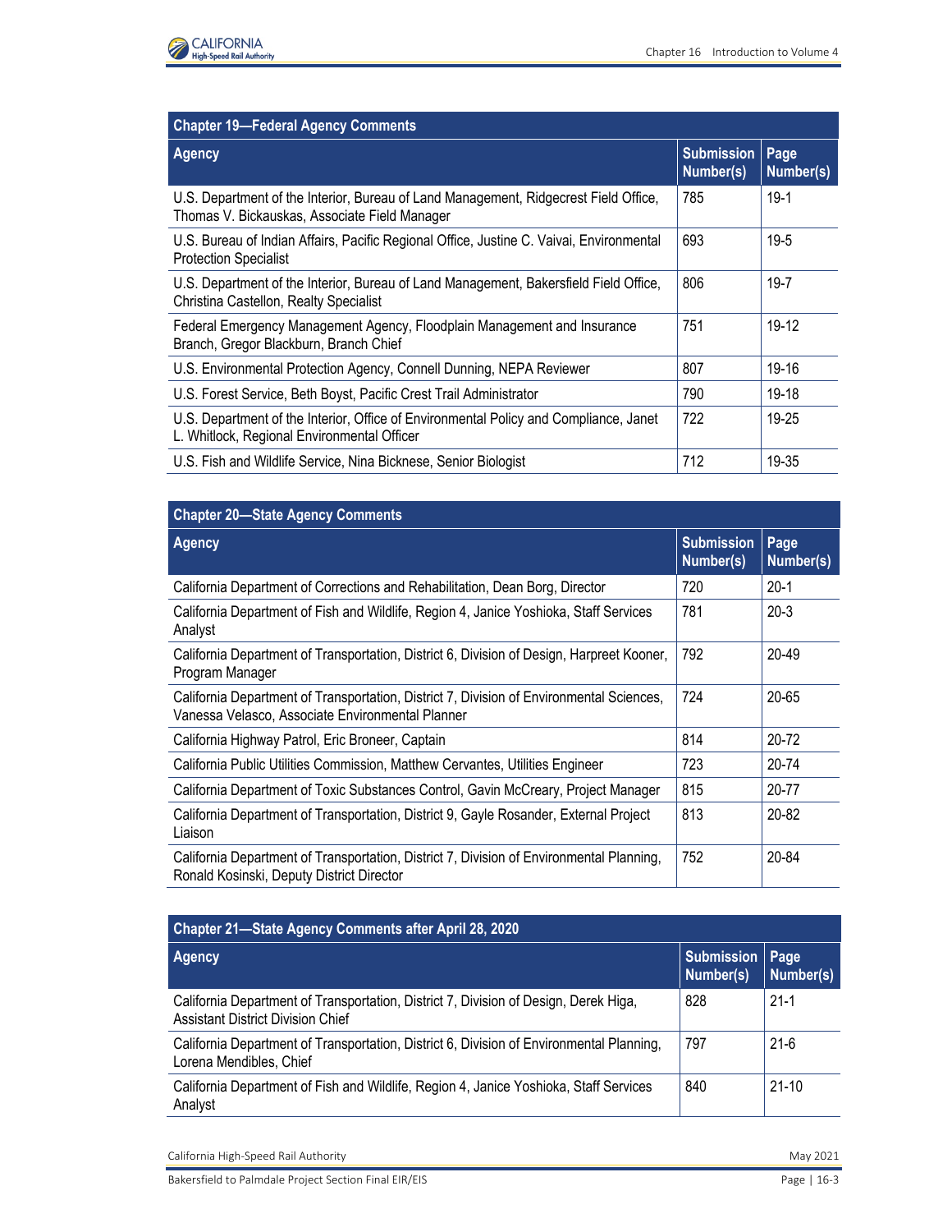| Chapter 19—Federal Agency Comments | | |
|---|---|---|
| **Agency** | **Submission Number(s)** | **Page Number(s)** |
| U.S. Department of the Interior, Bureau of Land Management, Ridgecrest Field Office, Thomas V. Bickauskas, Associate Field Manager | 785 | 19-1 |
| U.S. Bureau of Indian Affairs, Pacific Regional Office, Justine C. Vaivai, Environmental Protection Specialist | 693 | 19-5 |
| U.S. Department of the Interior, Bureau of Land Management, Bakersfield Field Office, Christina Castellon, Realty Specialist | 806 | 19-7 |
| Federal Emergency Management Agency, Floodplain Management and Insurance Branch, Gregor Blackburn, Branch Chief | 751 | 19-12 |
| U.S. Environmental Protection Agency, Connell Dunning, NEPA Reviewer | 807 | 19-16 |
| U.S. Forest Service, Beth Boyst, Pacific Crest Trail Administrator | 790 | 19-18 |
| U.S. Department of the Interior, Office of Environmental Policy and Compliance, Janet L. Whitlock, Regional Environmental Officer | 722 | 19-25 |
| U.S. Fish and Wildlife Service, Nina Bicknese, Senior Biologist | 712 | 19-35 |

| Chapter 20—State Agency Comments | | |
|---|---|---|
| **Agency** | **Submission Number(s)** | **Page Number(s)** |
| California Department of Corrections and Rehabilitation, Dean Borg, Director | 720 | 20-1 |
| California Department of Fish and Wildlife, Region 4, Janice Yoshioka, Staff Services Analyst | 781 | 20-3 |
| California Department of Transportation, District 6, Division of Design, Harpreet Kooner, Program Manager | 792 | 20-49 |
| California Department of Transportation, District 7, Division of Environmental Sciences, Vanessa Velasco, Associate Environmental Planner | 724 | 20-65 |
| California Highway Patrol, Eric Broneer, Captain | 814 | 20-72 |
| California Public Utilities Commission, Matthew Cervantes, Utilities Engineer | 723 | 20-74 |
| California Department of Toxic Substances Control, Gavin McCreary, Project Manager | 815 | 20-77 |
| California Department of Transportation, District 9, Gayle Rosander, External Project Liaison | 813 | 20-82 |
| California Department of Transportation, District 7, Division of Environmental Planning, Ronald Kosinski, Deputy District Director | 752 | 20-84 |

| Chapter 21—State Agency Comments after April 28, 2020 | | |
|---|---|---|
| **Agency** | **Submission Number(s)** | **Page Number(s)** |
| California Department of Transportation, District 7, Division of Design, Derek Higa, Assistant District Division Chief | 828 | 21-1 |
| California Department of Transportation, District 6, Division of Environmental Planning, Lorena Mendibles, Chief | 797 | 21-6 |
| California Department of Fish and Wildlife, Region 4, Janice Yoshioka, Staff Services Analyst | 840 | 21-10 |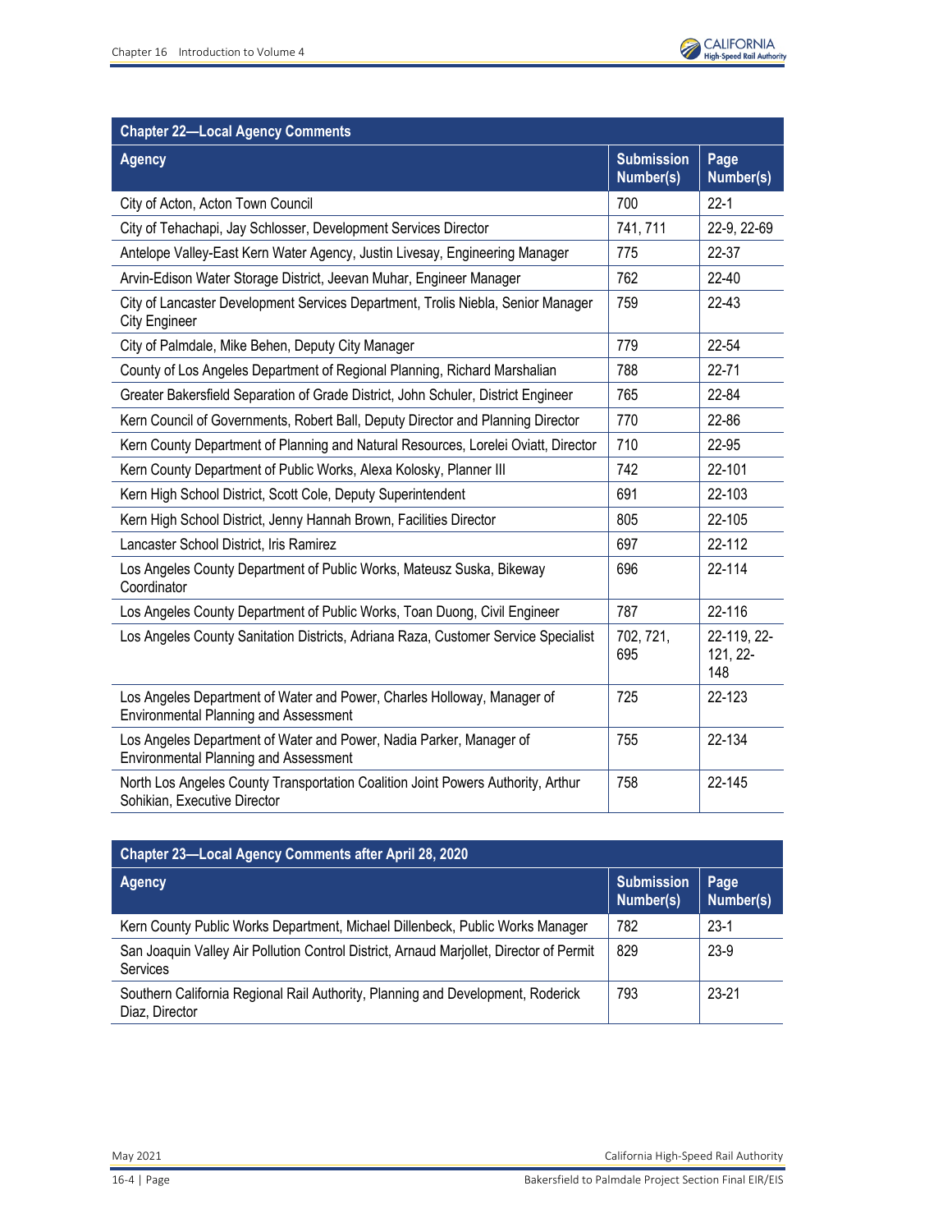| Chapter 22—Local Agency Comments | | |
|---|---|---|
| **Agency** | **Submission Number(s)** | **Page Number(s)** |
| City of Acton, Acton Town Council | 700 | 22-1 |
| City of Tehachapi, Jay Schlosser, Development Services Director | 741, 711 | 22-9, 22-69 |
| Antelope Valley-East Kern Water Agency, Justin Livesay, Engineering Manager | 775 | 22-37 |
| Arvin-Edison Water Storage District, Jeevan Muhar, Engineer Manager | 762 | 22-40 |
| City of Lancaster Development Services Department, Trolis Niebla, Senior Manager City Engineer | 759 | 22-43 |
| City of Palmdale, Mike Behen, Deputy City Manager | 779 | 22-54 |
| County of Los Angeles Department of Regional Planning, Richard Marshalian | 788 | 22-71 |
| Greater Bakersfield Separation of Grade District, John Schuler, District Engineer | 765 | 22-84 |
| Kern Council of Governments, Robert Ball, Deputy Director and Planning Director | 770 | 22-86 |
| Kern County Department of Planning and Natural Resources, Lorelei Oviatt, Director | 710 | 22-95 |
| Kern County Department of Public Works, Alexa Kolosky, Planner III | 742 | 22-101 |
| Kern High School District, Scott Cole, Deputy Superintendent | 691 | 22-103 |
| Kern High School District, Jenny Hannah Brown, Facilities Director | 805 | 22-105 |
| Lancaster School District, Iris Ramirez | 697 | 22-112 |
| Los Angeles County Department of Public Works, Mateusz Suska, Bikeway Coordinator | 696 | 22-114 |
| Los Angeles County Department of Public Works, Toan Duong, Civil Engineer | 787 | 22-116 |
| Los Angeles County Sanitation Districts, Adriana Raza, Customer Service Specialist | 702, 721, 695 | 22-119, 22-121, 22-148 |
| Los Angeles Department of Water and Power, Charles Holloway, Manager of Environmental Planning and Assessment | 725 | 22-123 |
| Los Angeles Department of Water and Power, Nadia Parker, Manager of Environmental Planning and Assessment | 755 | 22-134 |
| North Los Angeles County Transportation Coalition Joint Powers Authority, Arthur Sohikian, Executive Director | 758 | 22-145 |

| Chapter 23—Local Agency Comments after April 28, 2020 | | |
|---|---|---|
| **Agency** | **Submission Number(s)** | **Page Number(s)** |
| Kern County Public Works Department, Michael Dillenbeck, Public Works Manager | 782 | 23-1 |
| San Joaquin Valley Air Pollution Control District, Arnaud Marjollet, Director of Permit Services | 829 | 23-9 |
| Southern California Regional Rail Authority, Planning and Development, Roderick Diaz, Director | 793 | 23-21 |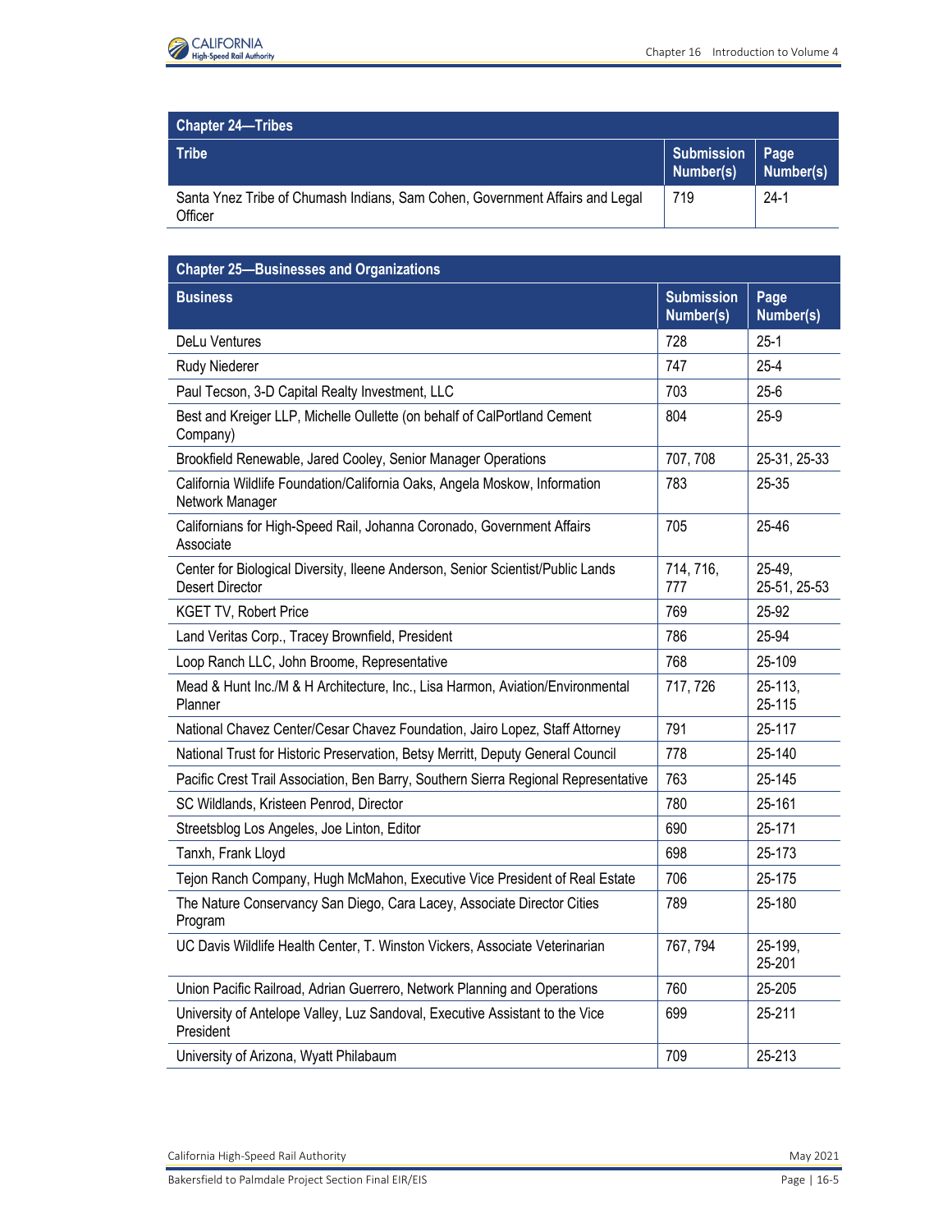| Chapter 24—Tribes | | |
|---|---|---|
| **Tribe** | **Submission Number(s)** | **Page Number(s)** |
| Santa Ynez Tribe of Chumash Indians, Sam Cohen, Government Affairs and Legal Officer | 719 | 24-1 |

| Chapter 25—Businesses and Organizations | | |
|---|---|---|
| **Business** | **Submission Number(s)** | **Page Number(s)** |
| DeLu Ventures | 728 | 25-1 |
| Rudy Niederer | 747 | 25-4 |
| Paul Tecson, 3-D Capital Realty Investment, LLC | 703 | 25-6 |
| Best and Krieger LLP, Michelle Oullette (on behalf of CalPortland Cement Company) | 804 | 25-9 |
| Brookfield Renewable, Jared Cooley, Senior Manager Operations | 707, 708 | 25-31, 25-33 |
| California Wildlife Foundation/California Oaks, Angela Moskow, Information Network Manager | 783 | 25-35 |
| Californians for High-Speed Rail, Johanna Coronado, Government Affairs Associate | 705 | 25-46 |
| Center for Biological Diversity, Ileene Anderson, Senior Scientist/Public Lands Desert Director | 714, 716, 777 | 25-49, 25-51, 25-53 |
| KGET TV, Robert Price | 769 | 25-92 |
| Land Veritas Corp., Tracey Brownfield, President | 786 | 25-94 |
| Loop Ranch LLC, John Broome, Representative | 768 | 25-109 |
| Mead & Hunt Inc./M & H Architecture, Inc., Lisa Harmon, Aviation/Environmental Planner | 717, 726 | 25-113, 25-115 |
| National Chavez Center/Cesar Chavez Foundation, Jairo Lopez, Staff Attorney | 791 | 25-117 |
| National Trust for Historic Preservation, Betsy Merritt, Deputy General Council | 778 | 25-140 |
| Pacific Crest Trail Association, Ben Barry, Southern Sierra Regional Representative | 763 | 25-145 |
| SC Wildlands, Kristeen Penrod, Director | 780 | 25-161 |
| Streetsblog Los Angeles, Joe Linton, Editor | 690 | 25-171 |
| Tanxh, Frank Lloyd | 698 | 25-173 |
| Tejon Ranch Company, Hugh McMahon, Executive Vice President of Real Estate | 706 | 25-175 |
| The Nature Conservancy San Diego, Cara Lacey, Associate Director Cities Program | 789 | 25-180 |
| UC Davis Wildlife Health Center, T. Winston Vickers, Associate Veterinarian | 767, 794 | 25-199, 25-201 |
| Union Pacific Railroad, Adrian Guerrero, Network Planning and Operations | 760 | 25-205 |
| University of Antelope Valley, Luz Sandoval, Executive Assistant to the Vice President | 699 | 25-211 |
| University of Arizona, Wyatt Philabaum | 709 | 25-213 |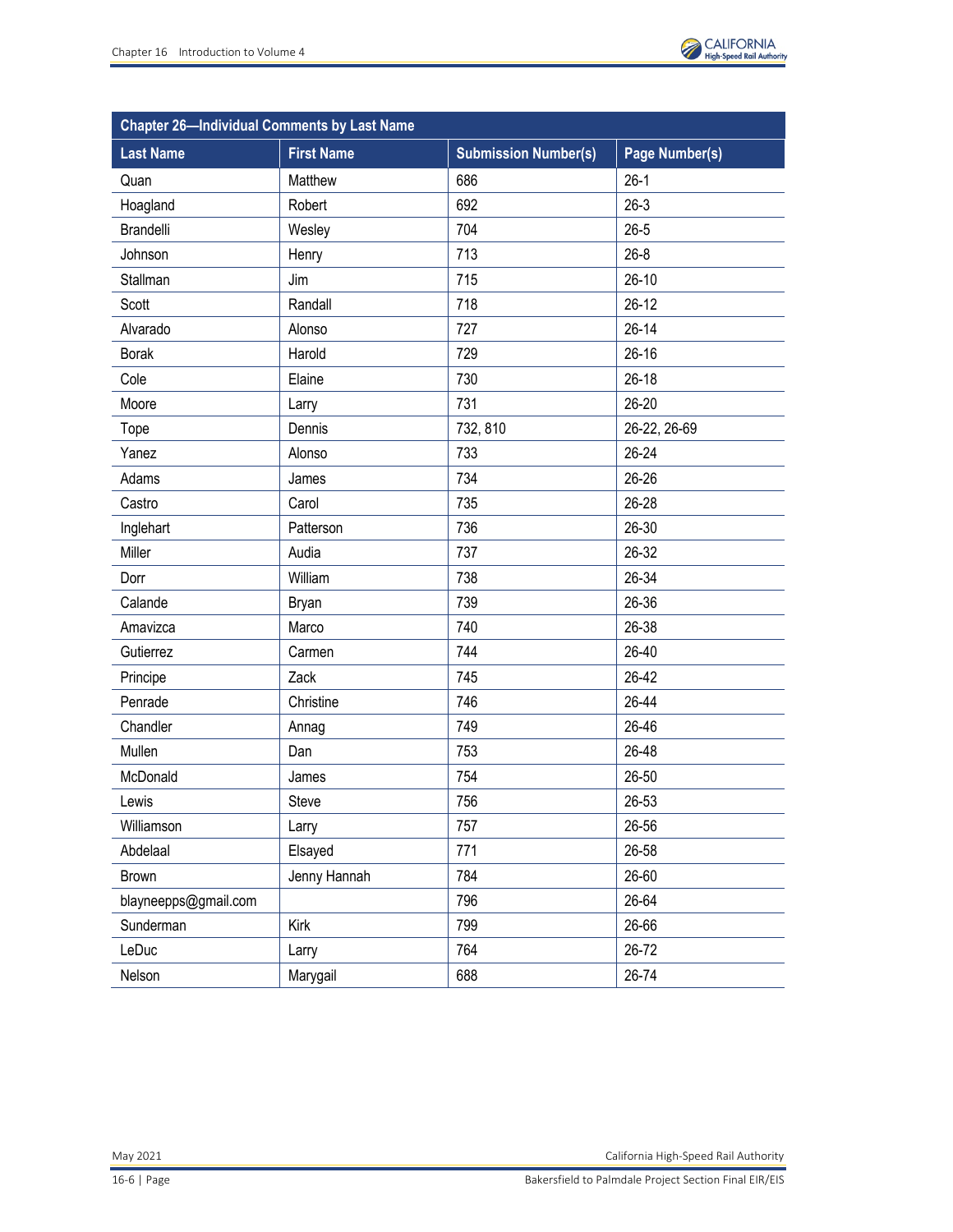| Chapter 26—Individual Comments by Last Name | | | |
|---|---|---|---|
| **Last Name** | **First Name** | **Submission Number(s)** | **Page Number(s)** |
| Quan | Matthew | 686 | 26-1 |
| Hoagland | Robert | 692 | 26-3 |
| Brandelli | Wesley | 704 | 26-5 |
| Johnson | Henry | 713 | 26-8 |
| Stallman | Jim | 715 | 26-10 |
| Scott | Randall | 718 | 26-12 |
| Alvarado | Alonso | 727 | 26-14 |
| Borak | Harold | 729 | 26-16 |
| Cole | Elaine | 730 | 26-18 |
| Moore | Larry | 731 | 26-20 |
| Tope | Dennis | 732, 810 | 26-22, 26-69 |
| Yanez | Alonso | 733 | 26-24 |
| Adams | James | 734 | 26-26 |
| Castro | Carol | 735 | 26-28 |
| Inglehart | Patterson | 736 | 26-30 |
| Miller | Audia | 737 | 26-32 |
| Dorr | William | 738 | 26-34 |
| Calande | Bryan | 739 | 26-36 |
| Amavizca | Marco | 740 | 26-38 |
| Gutierrez | Carmen | 744 | 26-40 |
| Principe | Zack | 745 | 26-42 |
| Penrade | Christine | 746 | 26-44 |
| Chandler | Annag | 749 | 26-46 |
| Mullen | Dan | 753 | 26-48 |
| McDonald | James | 754 | 26-50 |
| Lewis | Steve | 756 | 26-53 |
| Williamson | Larry | 757 | 26-56 |
| Abdelaal | Elsayed | 771 | 26-58 |
| Brown | Jenny Hannah | 784 | 26-60 |
| blayneepps@gmail.com | | 796 | 26-64 |
| Sunderman | Kirk | 799 | 26-66 |
| LeDuc | Larry | 764 | 26-72 |
| Nelson | Marygail | 688 | 26-74 |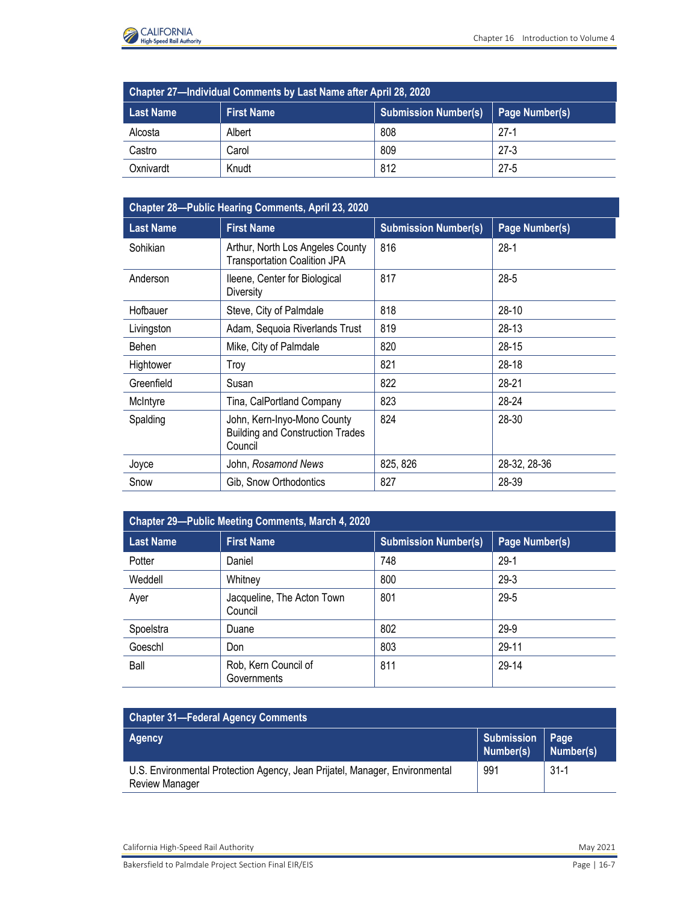| Chapter 27—Individual Comments by Last Name after April 28, 2020 | | | |
|---|---|---|---|
| **Last Name** | **First Name** | **Submission Number(s)** | **Page Number(s)** |
| Alcosta | Albert | 808 | 27-1 |
| Castro | Carol | 809 | 27-3 |
| Oxnivardt | Knudt | 812 | 27-5 |

| Chapter 28—Public Hearing Comments, April 23, 2020 | | | |
|---|---|---|---|
| **Last Name** | **First Name** | **Submission Number(s)** | **Page Number(s)** |
| Sohikian | Arthur, North Los Angeles County Transportation Coalition JPA | 816 | 28-1 |
| Anderson | Ileene, Center for Biological Diversity | 817 | 28-5 |
| Hofbauer | Steve, City of Palmdale | 818 | 28-10 |
| Livingston | Adam, Sequoia Riverlands Trust | 819 | 28-13 |
| Behen | Mike, City of Palmdale | 820 | 28-15 |
| Hightower | Troy | 821 | 28-18 |
| Greenfield | Susan | 822 | 28-21 |
| McIntyre | Tina, CalPortland Company | 823 | 28-24 |
| Spalding | John, Kern-Inyo-Mono County Building and Construction Trades Council | 824 | 28-30 |
| Joyce | John, *Rosamond News* | 825, 826 | 28-32, 28-36 |
| Snow | Gib, Snow Orthodontics | 827 | 28-39 |

| Chapter 29—Public Meeting Comments, March 4, 2020 | | | |
|---|---|---|---|
| **Last Name** | **First Name** | **Submission Number(s)** | **Page Number(s)** |
| Potter | Daniel | 748 | 29-1 |
| Weddell | Whitney | 800 | 29-3 |
| Ayer | Jacqueline, The Acton Town Council | 801 | 29-5 |
| Spoelstra | Duane | 802 | 29-9 |
| Goeschl | Don | 803 | 29-11 |
| Ball | Rob, Kern Council of Governments | 811 | 29-14 |

| Chapter 31—Federal Agency Comments | | |
|---|---|---|
| **Agency** | **Submission Number(s)** | **Page Number(s)** |
| U.S. Environmental Protection Agency, Jean Prijatel, Manager, Environmental Review Manager | 991 | 31-1 |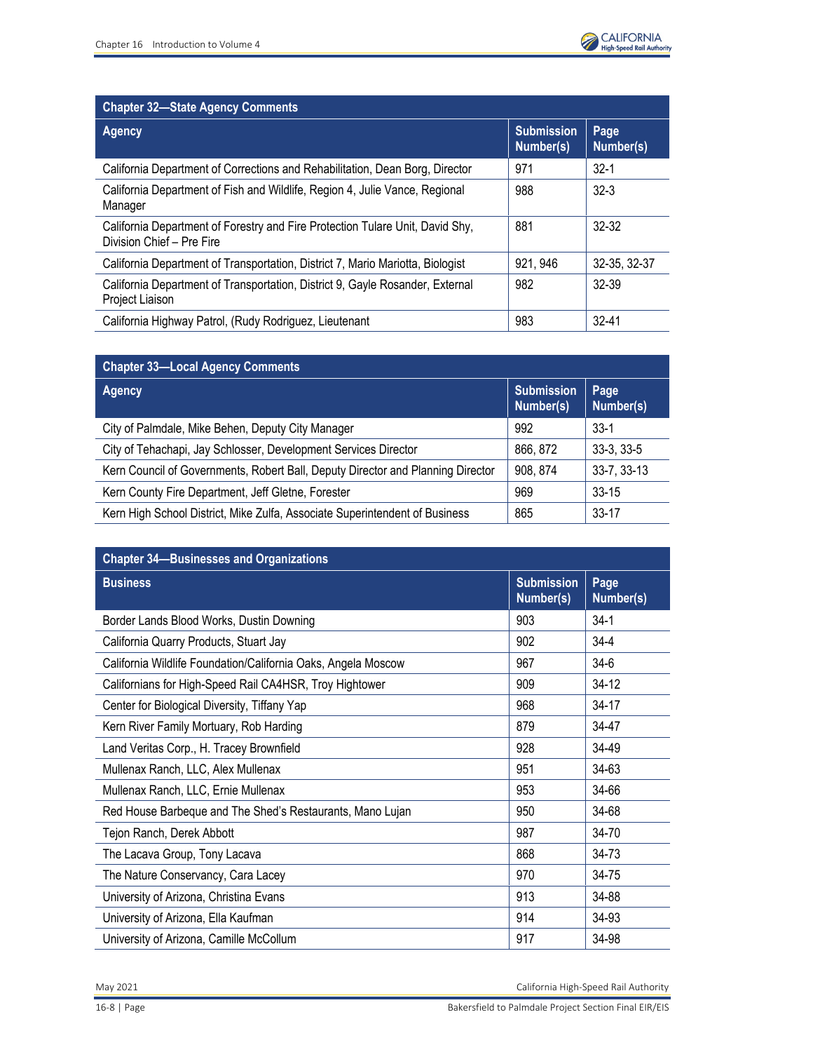| Chapter 32—State Agency Comments | | |
|---|---|---|
| **Agency** | **Submission Number(s)** | **Page Number(s)** |
| California Department of Corrections and Rehabilitation, Dean Borg, Director | 971 | 32-1 |
| California Department of Fish and Wildlife, Region 4, Julie Vance, Regional Manager | 988 | 32-3 |
| California Department of Forestry and Fire Protection Tulare Unit, David Shy, Division Chief – Pre Fire | 881 | 32-32 |
| California Department of Transportation, District 7, Mario Mariotta, Biologist | 921, 946 | 32-35, 32-37 |
| California Department of Transportation, District 9, Gayle Rosander, External Project Liaison | 982 | 32-39 |
| California Highway Patrol, (Rudy Rodriguez, Lieutenant | 983 | 32-41 |

| Chapter 33—Local Agency Comments | | |
|---|---|---|
| **Agency** | **Submission Number(s)** | **Page Number(s)** |
| City of Palmdale, Mike Behen, Deputy City Manager | 992 | 33-1 |
| City of Tehachapi, Jay Schlosser, Development Services Director | 866, 872 | 33-3, 33-5 |
| Kern Council of Governments, Robert Ball, Deputy Director and Planning Director | 908, 874 | 33-7, 33-13 |
| Kern County Fire Department, Jeff Gletne, Forester | 969 | 33-15 |
| Kern High School District, Mike Zulfa, Associate Superintendent of Business | 865 | 33-17 |

| Chapter 34—Businesses and Organizations | | |
|---|---|---|
| **Business** | **Submission Number(s)** | **Page Number(s)** |
| Border Lands Blood Works, Dustin Downing | 903 | 34-1 |
| California Quarry Products, Stuart Jay | 902 | 34-4 |
| California Wildlife Foundation/California Oaks, Angela Moscow | 967 | 34-6 |
| Californians for High-Speed Rail CA4HSR, Troy Hightower | 909 | 34-12 |
| Center for Biological Diversity, Tiffany Yap | 968 | 34-17 |
| Kern River Family Mortuary, Rob Harding | 879 | 34-47 |
| Land Veritas Corp., H. Tracey Brownfield | 928 | 34-49 |
| Mullenax Ranch, LLC, Alex Mullenax | 951 | 34-63 |
| Mullenax Ranch, LLC, Ernie Mullenax | 953 | 34-66 |
| Red House Barbeque and The Shed's Restaurants, Mano Lujan | 950 | 34-68 |
| Tejon Ranch, Derek Abbott | 987 | 34-70 |
| The Lacava Group, Tony Lacava | 868 | 34-73 |
| The Nature Conservancy, Cara Lacey | 970 | 34-75 |
| University of Arizona, Christina Evans | 913 | 34-88 |
| University of Arizona, Ella Kaufman | 914 | 34-93 |
| University of Arizona, Camille McCollum | 917 | 34-98 |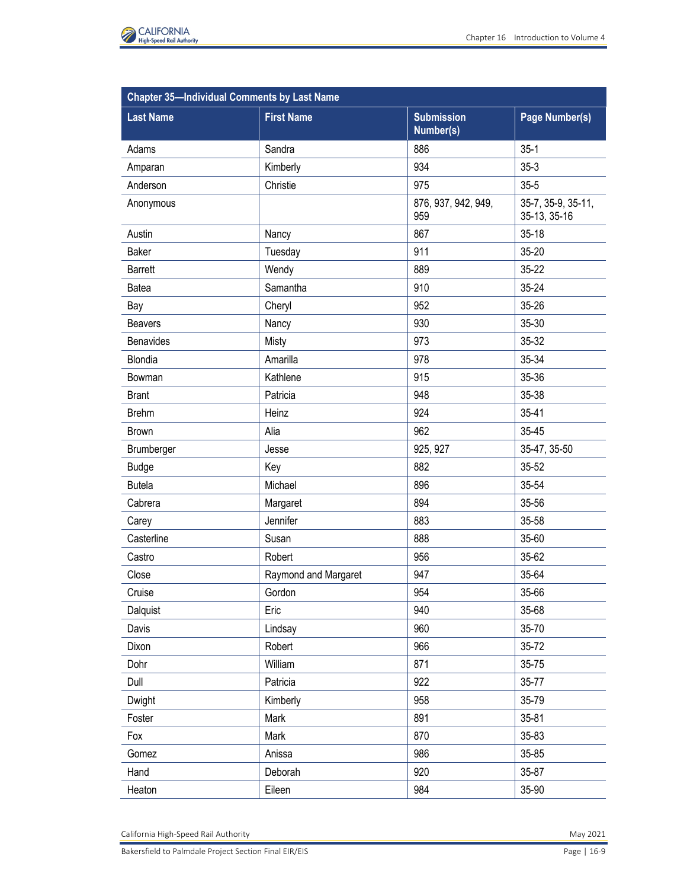| Chapter 35—Individual Comments by Last Name | | | |
|---|---|---|---|
| **Last Name** | **First Name** | **Submission Number(s)** | **Page Number(s)** |
| Adams | Sandra | 886 | 35-1 |
| Amparan | Kimberly | 934 | 35-3 |
| Anderson | Christie | 975 | 35-5 |
| Anonymous | | 876, 937, 942, 949, 959 | 35-7, 35-9, 35-11, 35-13, 35-16 |
| Austin | Nancy | 867 | 35-18 |
| Baker | Tuesday | 911 | 35-20 |
| Barrett | Wendy | 889 | 35-22 |
| Batea | Samantha | 910 | 35-24 |
| Bay | Cheryl | 952 | 35-26 |
| Beavers | Nancy | 930 | 35-30 |
| Benavides | Misty | 973 | 35-32 |
| Blondia | Amarilla | 978 | 35-34 |
| Bowman | Kathlene | 915 | 35-36 |
| Brant | Patricia | 948 | 35-38 |
| Brehm | Heinz | 924 | 35-41 |
| Brown | Alia | 962 | 35-45 |
| Brumberger | Jesse | 925, 927 | 35-47, 35-50 |
| Budge | Key | 882 | 35-52 |
| Butela | Michael | 896 | 35-54 |
| Cabrera | Margaret | 894 | 35-56 |
| Carey | Jennifer | 883 | 35-58 |
| Casterline | Susan | 888 | 35-60 |
| Castro | Robert | 956 | 35-62 |
| Close | Raymond and Margaret | 947 | 35-64 |
| Cruise | Gordon | 954 | 35-66 |
| Dalquist | Eric | 940 | 35-68 |
| Davis | Lindsay | 960 | 35-70 |
| Dixon | Robert | 966 | 35-72 |
| Dohr | William | 871 | 35-75 |
| Dull | Patricia | 922 | 35-77 |
| Dwight | Kimberly | 958 | 35-79 |
| Foster | Mark | 891 | 35-81 |
| Fox | Mark | 870 | 35-83 |
| Gomez | Anissa | 986 | 35-85 |
| Hand | Deborah | 920 | 35-87 |
| Heaton | Eileen | 984 | 35-90 |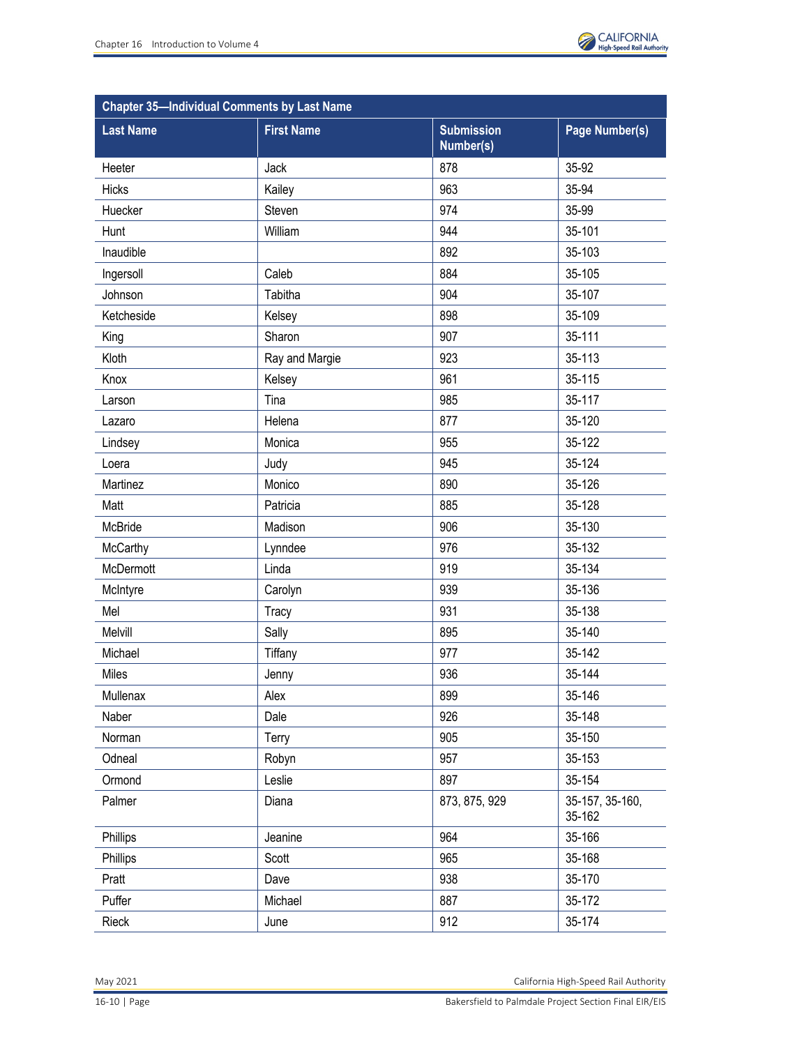| Chapter 35—Individual Comments by Last Name | | | |
|---|---|---|---|
| **Last Name** | **First Name** | **Submission Number(s)** | **Page Number(s)** |
| Heeter | Jack | 878 | 35-92 |
| Hicks | Kailey | 963 | 35-94 |
| Huecker | Steven | 974 | 35-99 |
| Hunt | William | 944 | 35-101 |
| Inaudible | | 892 | 35-103 |
| Ingersoll | Caleb | 884 | 35-105 |
| Johnson | Tabitha | 904 | 35-107 |
| Ketcheside | Kelsey | 898 | 35-109 |
| King | Sharon | 907 | 35-111 |
| Kloth | Ray and Margie | 923 | 35-113 |
| Knox | Kelsey | 961 | 35-115 |
| Larson | Tina | 985 | 35-117 |
| Lazaro | Helena | 877 | 35-120 |
| Lindsey | Monica | 955 | 35-122 |
| Loera | Judy | 945 | 35-124 |
| Martinez | Monico | 890 | 35-126 |
| Matt | Patricia | 885 | 35-128 |
| McBride | Madison | 906 | 35-130 |
| McCarthy | Lynndee | 976 | 35-132 |
| McDermott | Linda | 919 | 35-134 |
| McIntyre | Carolyn | 939 | 35-136 |
| Mel | Tracy | 931 | 35-138 |
| Melvill | Sally | 895 | 35-140 |
| Michael | Tiffany | 977 | 35-142 |
| Miles | Jenny | 936 | 35-144 |
| Mullenax | Alex | 899 | 35-146 |
| Naber | Dale | 926 | 35-148 |
| Norman | Terry | 905 | 35-150 |
| Odneal | Robyn | 957 | 35-153 |
| Ormond | Leslie | 897 | 35-154 |
| Palmer | Diana | 873, 875, 929 | 35-157, 35-160, 35-162 |
| Phillips | Jeanine | 964 | 35-166 |
| Phillips | Scott | 965 | 35-168 |
| Pratt | Dave | 938 | 35-170 |
| Puffer | Michael | 887 | 35-172 |
| Rieck | June | 912 | 35-174 |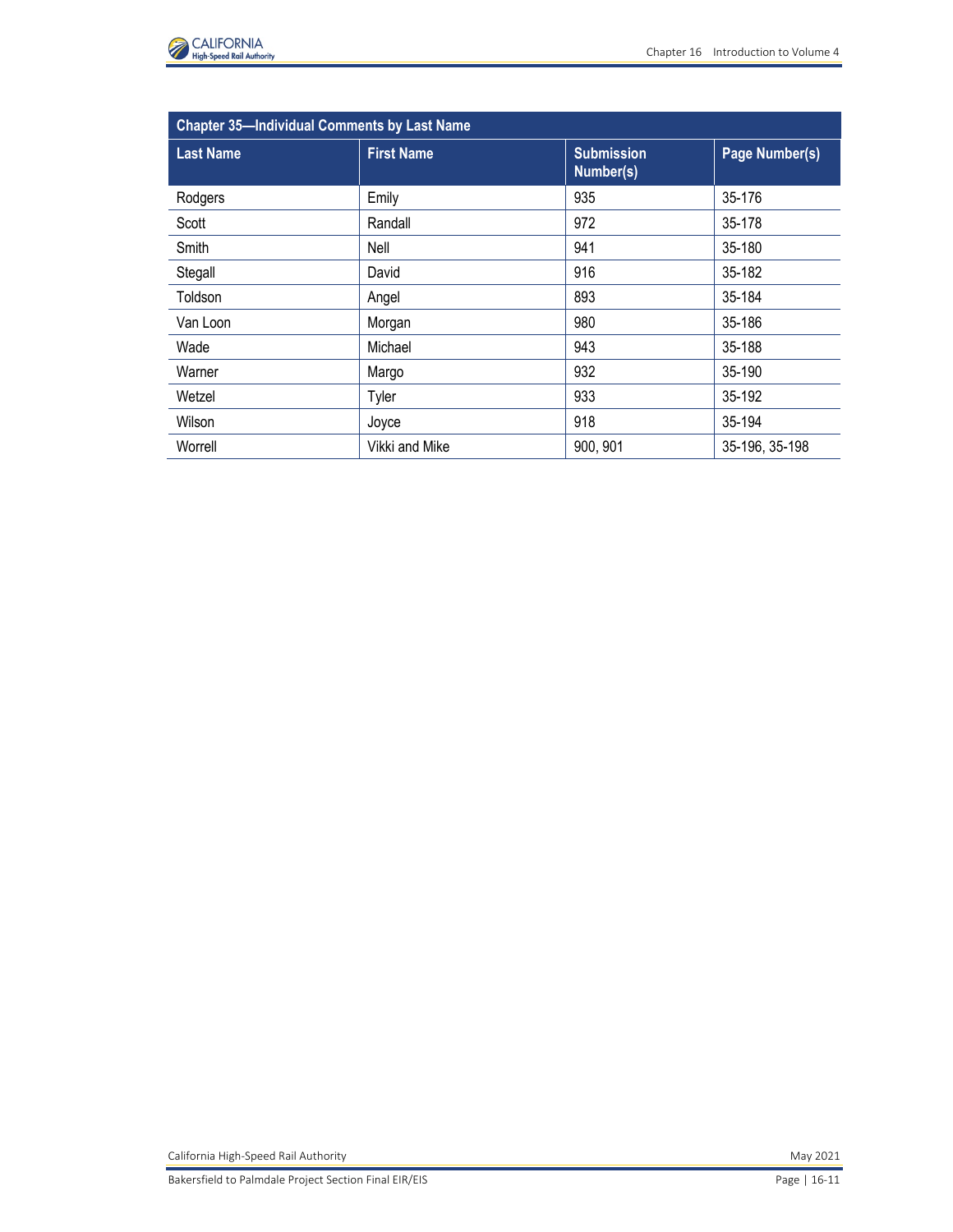| Chapter 35—Individual Comments by Last Name | | | |
|---|---|---|---|
| **Last Name** | **First Name** | **Submission Number(s)** | **Page Number(s)** |
| Rodgers | Emily | 935 | 35-176 |
| Scott | Randall | 972 | 35-178 |
| Smith | Nell | 941 | 35-180 |
| Stegall | David | 916 | 35-182 |
| Toldson | Angel | 893 | 35-184 |
| Van Loon | Morgan | 980 | 35-186 |
| Wade | Michael | 943 | 35-188 |
| Warner | Margo | 932 | 35-190 |
| Wetzel | Tyler | 933 | 35-192 |
| Wilson | Joyce | 918 | 35-194 |
| Worrell | Vikki and Mike | 900, 901 | 35-196, 35-198 |